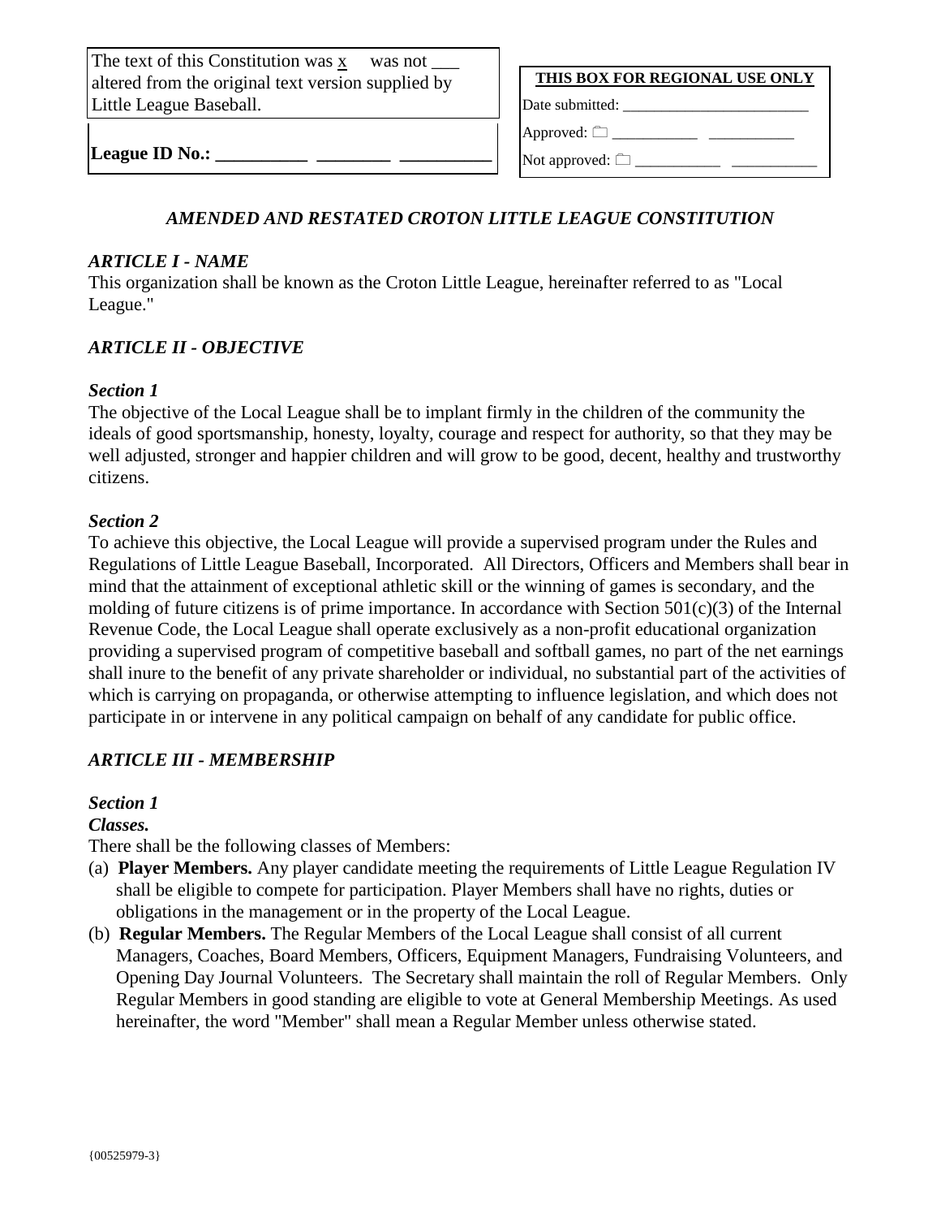The text of this Constitution was x was not ___ altered from the original text version supplied by Little League Baseball.

**League ID No.: __________ ________ __________**

**THIS BOX FOR REGIONAL USE ONLY**

Date submitted: ________________________

Approved: ☐ ___________ ___________

Not approved: ☐ ___________ ___________

# *AMENDED AND RESTATED CROTON LITTLE LEAGUE CONSTITUTION*

## *ARTICLE I - NAME*

This organization shall be known as the Croton Little League, hereinafter referred to as "Local League."

## *ARTICLE II - OBJECTIVE*

### *Section 1*

The objective of the Local League shall be to implant firmly in the children of the community the ideals of good sportsmanship, honesty, loyalty, courage and respect for authority, so that they may be well adjusted, stronger and happier children and will grow to be good, decent, healthy and trustworthy citizens.

### *Section 2*

To achieve this objective, the Local League will provide a supervised program under the Rules and Regulations of Little League Baseball, Incorporated. All Directors, Officers and Members shall bear in mind that the attainment of exceptional athletic skill or the winning of games is secondary, and the molding of future citizens is of prime importance. In accordance with Section 501(c)(3) of the Internal Revenue Code, the Local League shall operate exclusively as a non-profit educational organization providing a supervised program of competitive baseball and softball games, no part of the net earnings shall inure to the benefit of any private shareholder or individual, no substantial part of the activities of which is carrying on propaganda, or otherwise attempting to influence legislation, and which does not participate in or intervene in any political campaign on behalf of any candidate for public office.

## *ARTICLE III - MEMBERSHIP*

### *Section 1*

***Classes.***

There shall be the following classes of Members:

(a) **Player Members.** Any player candidate meeting the requirements of Little League Regulation IV shall be eligible to compete for participation. Player Members shall have no rights, duties or obligations in the management or in the property of the Local League.

(b) **Regular Members.** The Regular Members of the Local League shall consist of all current Managers, Coaches, Board Members, Officers, Equipment Managers, Fundraising Volunteers, and Opening Day Journal Volunteers. The Secretary shall maintain the roll of Regular Members. Only Regular Members in good standing are eligible to vote at General Membership Meetings. As used hereinafter, the word "Member" shall mean a Regular Member unless otherwise stated.

{00525979-3}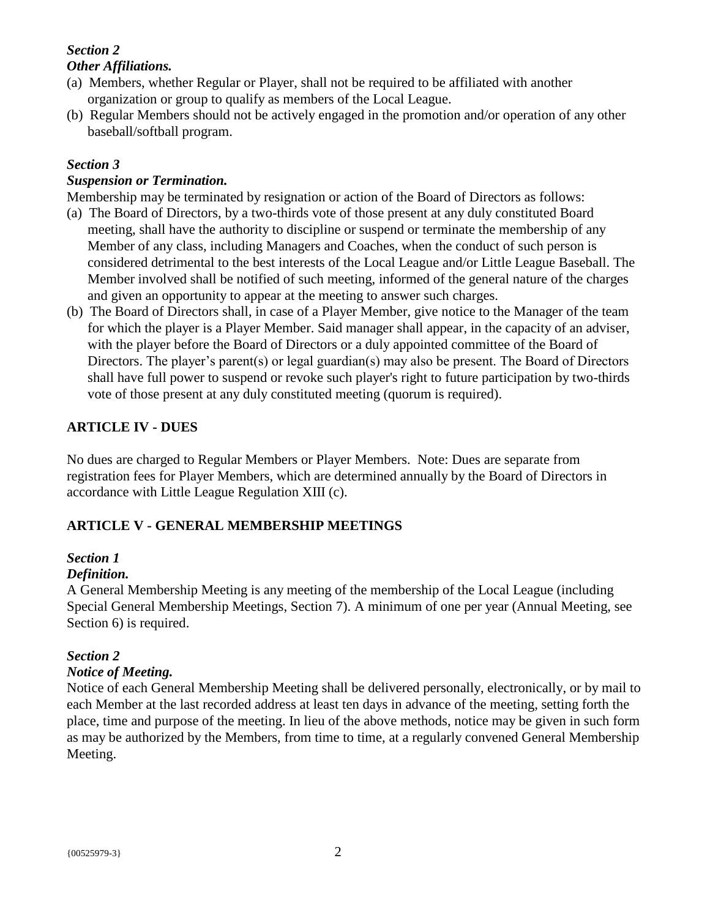***Section 2***
***Other Affiliations.***

(a) Members, whether Regular or Player, shall not be required to be affiliated with another organization or group to qualify as members of the Local League.

(b) Regular Members should not be actively engaged in the promotion and/or operation of any other baseball/softball program.

***Section 3***
***Suspension or Termination.***

Membership may be terminated by resignation or action of the Board of Directors as follows:

(a) The Board of Directors, by a two-thirds vote of those present at any duly constituted Board meeting, shall have the authority to discipline or suspend or terminate the membership of any Member of any class, including Managers and Coaches, when the conduct of such person is considered detrimental to the best interests of the Local League and/or Little League Baseball. The Member involved shall be notified of such meeting, informed of the general nature of the charges and given an opportunity to appear at the meeting to answer such charges.

(b) The Board of Directors shall, in case of a Player Member, give notice to the Manager of the team for which the player is a Player Member. Said manager shall appear, in the capacity of an adviser, with the player before the Board of Directors or a duly appointed committee of the Board of Directors. The player's parent(s) or legal guardian(s) may also be present. The Board of Directors shall have full power to suspend or revoke such player's right to future participation by two-thirds vote of those present at any duly constituted meeting (quorum is required).

## ARTICLE IV - DUES

No dues are charged to Regular Members or Player Members. Note: Dues are separate from registration fees for Player Members, which are determined annually by the Board of Directors in accordance with Little League Regulation XIII (c).

## ARTICLE V - GENERAL MEMBERSHIP MEETINGS

***Section 1***
***Definition.***

A General Membership Meeting is any meeting of the membership of the Local League (including Special General Membership Meetings, Section 7). A minimum of one per year (Annual Meeting, see Section 6) is required.

***Section 2***
***Notice of Meeting.***

Notice of each General Membership Meeting shall be delivered personally, electronically, or by mail to each Member at the last recorded address at least ten days in advance of the meeting, setting forth the place, time and purpose of the meeting. In lieu of the above methods, notice may be given in such form as may be authorized by the Members, from time to time, at a regularly convened General Membership Meeting.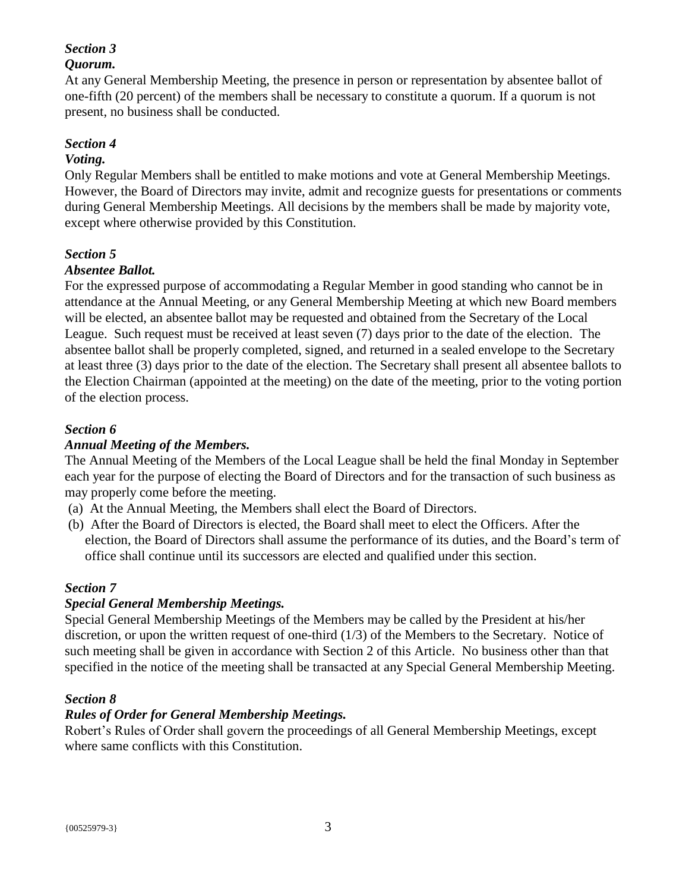### *Section 3*
### *Quorum.*

At any General Membership Meeting, the presence in person or representation by absentee ballot of one-fifth (20 percent) of the members shall be necessary to constitute a quorum. If a quorum is not present, no business shall be conducted.

### *Section 4*
### *Voting.*

Only Regular Members shall be entitled to make motions and vote at General Membership Meetings. However, the Board of Directors may invite, admit and recognize guests for presentations or comments during General Membership Meetings. All decisions by the members shall be made by majority vote, except where otherwise provided by this Constitution.

### *Section 5*
### *Absentee Ballot.*

For the expressed purpose of accommodating a Regular Member in good standing who cannot be in attendance at the Annual Meeting, or any General Membership Meeting at which new Board members will be elected, an absentee ballot may be requested and obtained from the Secretary of the Local League. Such request must be received at least seven (7) days prior to the date of the election. The absentee ballot shall be properly completed, signed, and returned in a sealed envelope to the Secretary at least three (3) days prior to the date of the election. The Secretary shall present all absentee ballots to the Election Chairman (appointed at the meeting) on the date of the meeting, prior to the voting portion of the election process.

### *Section 6*
### *Annual Meeting of the Members.*

The Annual Meeting of the Members of the Local League shall be held the final Monday in September each year for the purpose of electing the Board of Directors and for the transaction of such business as may properly come before the meeting.

(a) At the Annual Meeting, the Members shall elect the Board of Directors.

(b) After the Board of Directors is elected, the Board shall meet to elect the Officers. After the election, the Board of Directors shall assume the performance of its duties, and the Board's term of office shall continue until its successors are elected and qualified under this section.

### *Section 7*
### *Special General Membership Meetings.*

Special General Membership Meetings of the Members may be called by the President at his/her discretion, or upon the written request of one-third (1/3) of the Members to the Secretary. Notice of such meeting shall be given in accordance with Section 2 of this Article. No business other than that specified in the notice of the meeting shall be transacted at any Special General Membership Meeting.

### *Section 8*
### *Rules of Order for General Membership Meetings.*

Robert's Rules of Order shall govern the proceedings of all General Membership Meetings, except where same conflicts with this Constitution.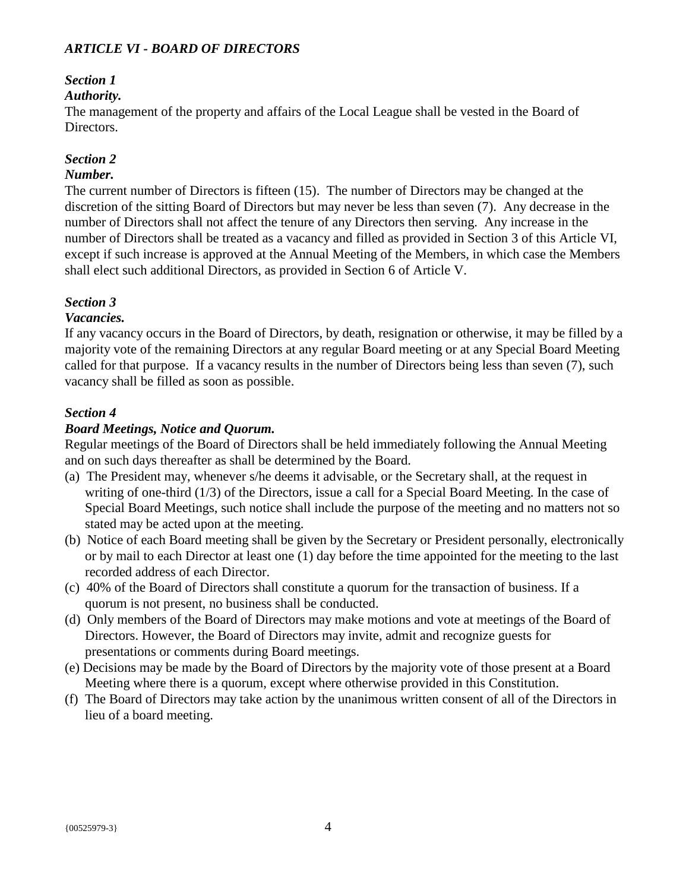## *ARTICLE VI - BOARD OF DIRECTORS*

***Section 1***
***Authority.***
The management of the property and affairs of the Local League shall be vested in the Board of Directors.

***Section 2***
***Number.***
The current number of Directors is fifteen (15). The number of Directors may be changed at the discretion of the sitting Board of Directors but may never be less than seven (7). Any decrease in the number of Directors shall not affect the tenure of any Directors then serving. Any increase in the number of Directors shall be treated as a vacancy and filled as provided in Section 3 of this Article VI, except if such increase is approved at the Annual Meeting of the Members, in which case the Members shall elect such additional Directors, as provided in Section 6 of Article V.

***Section 3***
***Vacancies.***
If any vacancy occurs in the Board of Directors, by death, resignation or otherwise, it may be filled by a majority vote of the remaining Directors at any regular Board meeting or at any Special Board Meeting called for that purpose. If a vacancy results in the number of Directors being less than seven (7), such vacancy shall be filled as soon as possible.

***Section 4***
***Board Meetings, Notice and Quorum.***
Regular meetings of the Board of Directors shall be held immediately following the Annual Meeting and on such days thereafter as shall be determined by the Board.

(a) The President may, whenever s/he deems it advisable, or the Secretary shall, at the request in writing of one-third (1/3) of the Directors, issue a call for a Special Board Meeting. In the case of Special Board Meetings, such notice shall include the purpose of the meeting and no matters not so stated may be acted upon at the meeting.
(b) Notice of each Board meeting shall be given by the Secretary or President personally, electronically or by mail to each Director at least one (1) day before the time appointed for the meeting to the last recorded address of each Director.
(c) 40% of the Board of Directors shall constitute a quorum for the transaction of business. If a quorum is not present, no business shall be conducted.
(d) Only members of the Board of Directors may make motions and vote at meetings of the Board of Directors. However, the Board of Directors may invite, admit and recognize guests for presentations or comments during Board meetings.
(e) Decisions may be made by the Board of Directors by the majority vote of those present at a Board Meeting where there is a quorum, except where otherwise provided in this Constitution.
(f) The Board of Directors may take action by the unanimous written consent of all of the Directors in lieu of a board meeting.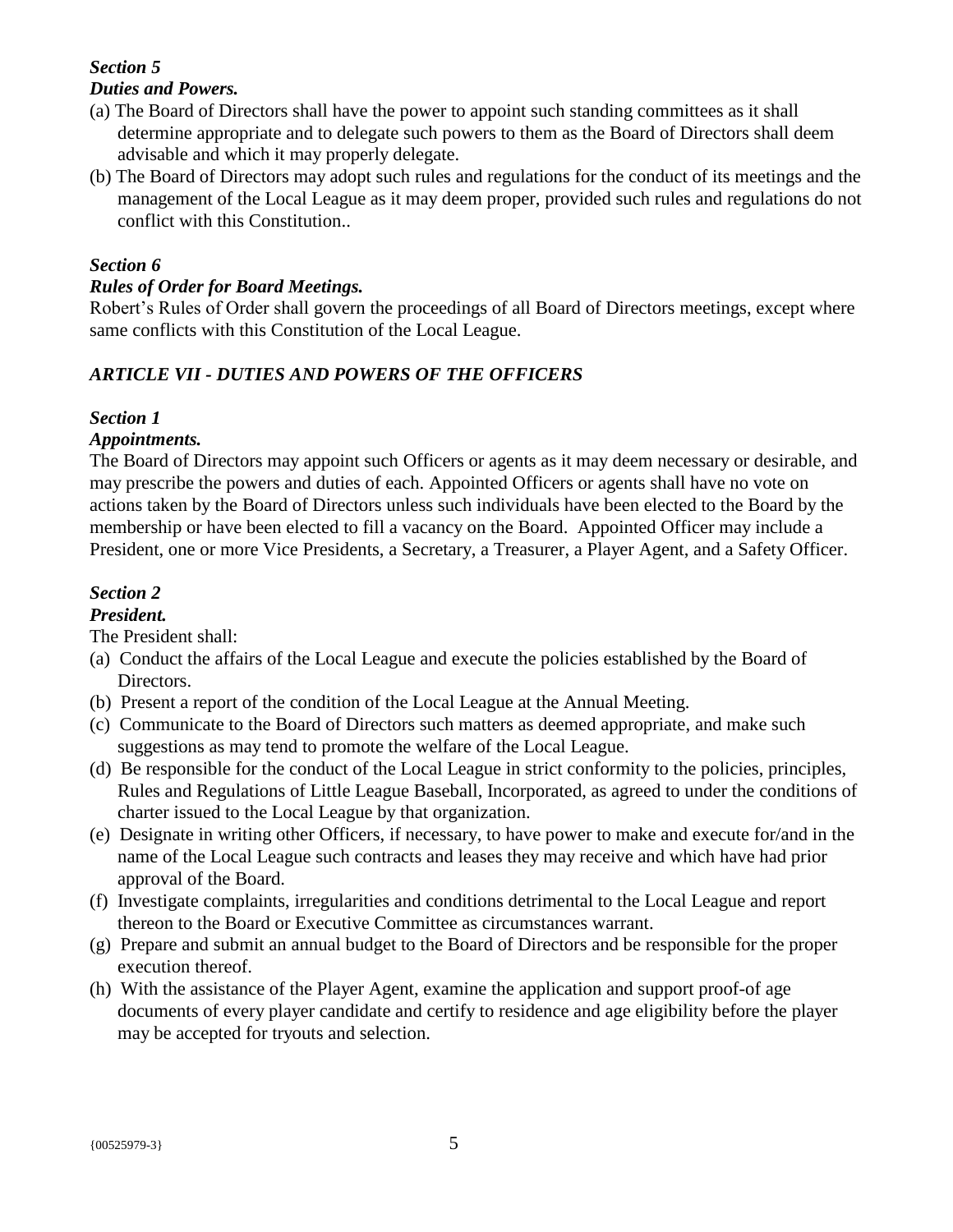### *Section 5*
### *Duties and Powers.*

(a) The Board of Directors shall have the power to appoint such standing committees as it shall determine appropriate and to delegate such powers to them as the Board of Directors shall deem advisable and which it may properly delegate.

(b) The Board of Directors may adopt such rules and regulations for the conduct of its meetings and the management of the Local League as it may deem proper, provided such rules and regulations do not conflict with this Constitution..

### *Section 6*
### *Rules of Order for Board Meetings.*

Robert's Rules of Order shall govern the proceedings of all Board of Directors meetings, except where same conflicts with this Constitution of the Local League.

## *ARTICLE VII - DUTIES AND POWERS OF THE OFFICERS*

### *Section 1*
### *Appointments.*

The Board of Directors may appoint such Officers or agents as it may deem necessary or desirable, and may prescribe the powers and duties of each. Appointed Officers or agents shall have no vote on actions taken by the Board of Directors unless such individuals have been elected to the Board by the membership or have been elected to fill a vacancy on the Board. Appointed Officer may include a President, one or more Vice Presidents, a Secretary, a Treasurer, a Player Agent, and a Safety Officer.

### *Section 2*
### *President.*

The President shall:

(a) Conduct the affairs of the Local League and execute the policies established by the Board of Directors.

(b) Present a report of the condition of the Local League at the Annual Meeting.

(c) Communicate to the Board of Directors such matters as deemed appropriate, and make such suggestions as may tend to promote the welfare of the Local League.

(d) Be responsible for the conduct of the Local League in strict conformity to the policies, principles, Rules and Regulations of Little League Baseball, Incorporated, as agreed to under the conditions of charter issued to the Local League by that organization.

(e) Designate in writing other Officers, if necessary, to have power to make and execute for/and in the name of the Local League such contracts and leases they may receive and which have had prior approval of the Board.

(f) Investigate complaints, irregularities and conditions detrimental to the Local League and report thereon to the Board or Executive Committee as circumstances warrant.

(g) Prepare and submit an annual budget to the Board of Directors and be responsible for the proper execution thereof.

(h) With the assistance of the Player Agent, examine the application and support proof-of age documents of every player candidate and certify to residence and age eligibility before the player may be accepted for tryouts and selection.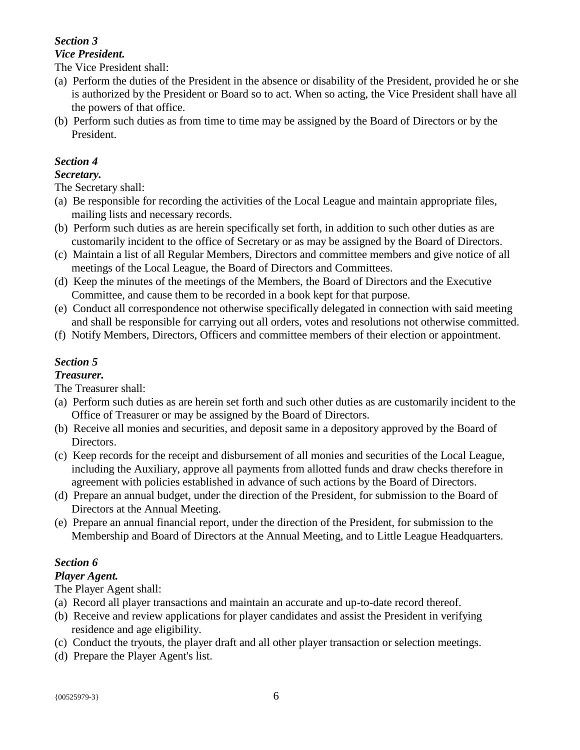***Section 3***
***Vice President.***

The Vice President shall:

(a) Perform the duties of the President in the absence or disability of the President, provided he or she is authorized by the President or Board so to act. When so acting, the Vice President shall have all the powers of that office.

(b) Perform such duties as from time to time may be assigned by the Board of Directors or by the President.

***Section 4***
***Secretary.***

The Secretary shall:

(a) Be responsible for recording the activities of the Local League and maintain appropriate files, mailing lists and necessary records.

(b) Perform such duties as are herein specifically set forth, in addition to such other duties as are customarily incident to the office of Secretary or as may be assigned by the Board of Directors.

(c) Maintain a list of all Regular Members, Directors and committee members and give notice of all meetings of the Local League, the Board of Directors and Committees.

(d) Keep the minutes of the meetings of the Members, the Board of Directors and the Executive Committee, and cause them to be recorded in a book kept for that purpose.

(e) Conduct all correspondence not otherwise specifically delegated in connection with said meeting and shall be responsible for carrying out all orders, votes and resolutions not otherwise committed.

(f) Notify Members, Directors, Officers and committee members of their election or appointment.

***Section 5***
***Treasurer.***

The Treasurer shall:

(a) Perform such duties as are herein set forth and such other duties as are customarily incident to the Office of Treasurer or may be assigned by the Board of Directors.

(b) Receive all monies and securities, and deposit same in a depository approved by the Board of Directors.

(c) Keep records for the receipt and disbursement of all monies and securities of the Local League, including the Auxiliary, approve all payments from allotted funds and draw checks therefore in agreement with policies established in advance of such actions by the Board of Directors.

(d) Prepare an annual budget, under the direction of the President, for submission to the Board of Directors at the Annual Meeting.

(e) Prepare an annual financial report, under the direction of the President, for submission to the Membership and Board of Directors at the Annual Meeting, and to Little League Headquarters.

***Section 6***
***Player Agent.***

The Player Agent shall:

(a) Record all player transactions and maintain an accurate and up-to-date record thereof.

(b) Receive and review applications for player candidates and assist the President in verifying residence and age eligibility.

(c) Conduct the tryouts, the player draft and all other player transaction or selection meetings.

(d) Prepare the Player Agent's list.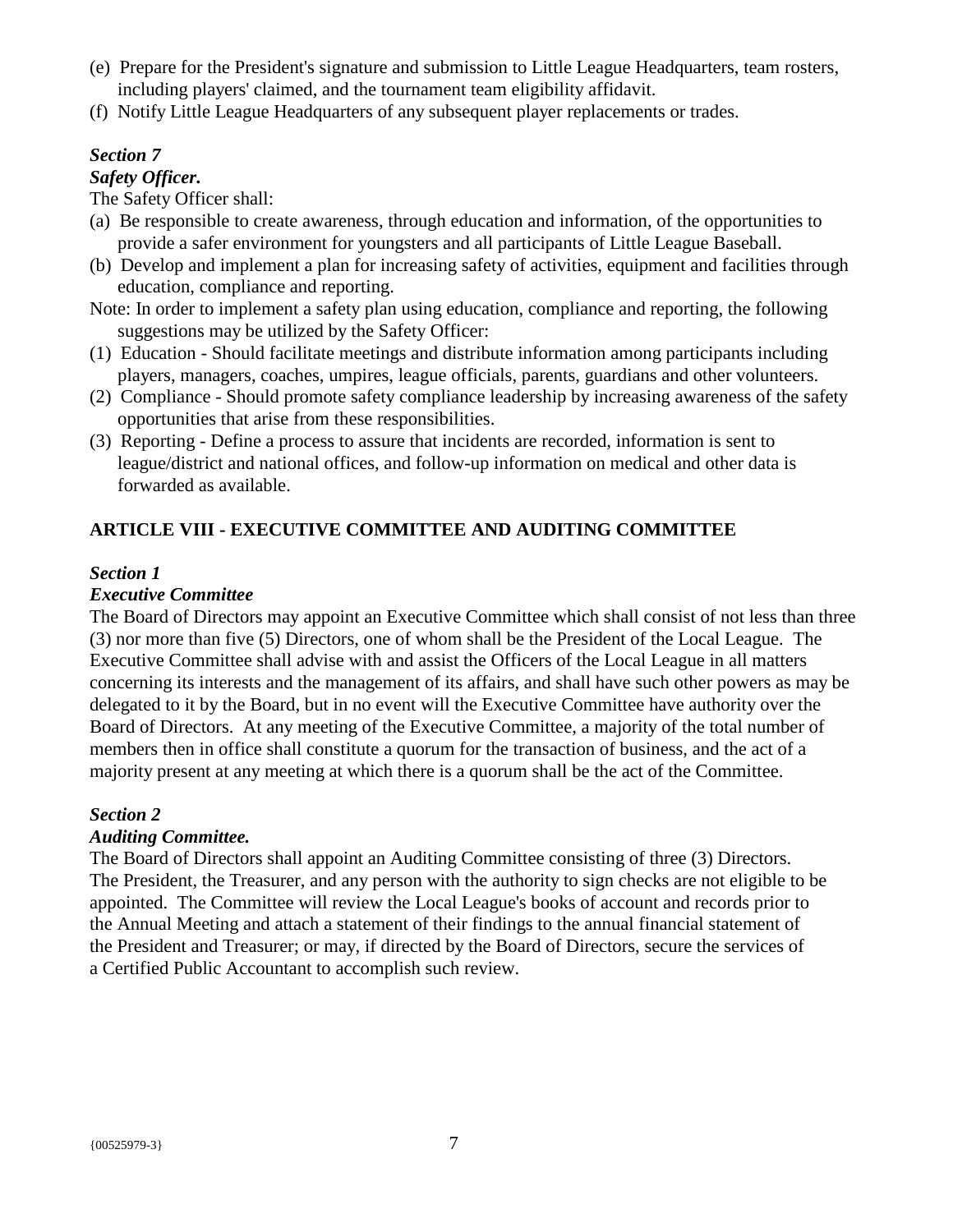(e) Prepare for the President's signature and submission to Little League Headquarters, team rosters, including players' claimed, and the tournament team eligibility affidavit.
(f) Notify Little League Headquarters of any subsequent player replacements or trades.

***Section 7***
***Safety Officer.***

The Safety Officer shall:

(a) Be responsible to create awareness, through education and information, of the opportunities to provide a safer environment for youngsters and all participants of Little League Baseball.
(b) Develop and implement a plan for increasing safety of activities, equipment and facilities through education, compliance and reporting.

Note: In order to implement a safety plan using education, compliance and reporting, the following suggestions may be utilized by the Safety Officer:

(1) Education - Should facilitate meetings and distribute information among participants including players, managers, coaches, umpires, league officials, parents, guardians and other volunteers.
(2) Compliance - Should promote safety compliance leadership by increasing awareness of the safety opportunities that arise from these responsibilities.
(3) Reporting - Define a process to assure that incidents are recorded, information is sent to league/district and national offices, and follow-up information on medical and other data is forwarded as available.

## ARTICLE VIII - EXECUTIVE COMMITTEE AND AUDITING COMMITTEE

***Section 1***
***Executive Committee***

The Board of Directors may appoint an Executive Committee which shall consist of not less than three (3) nor more than five (5) Directors, one of whom shall be the President of the Local League. The Executive Committee shall advise with and assist the Officers of the Local League in all matters concerning its interests and the management of its affairs, and shall have such other powers as may be delegated to it by the Board, but in no event will the Executive Committee have authority over the Board of Directors. At any meeting of the Executive Committee, a majority of the total number of members then in office shall constitute a quorum for the transaction of business, and the act of a majority present at any meeting at which there is a quorum shall be the act of the Committee.

***Section 2***
***Auditing Committee.***

The Board of Directors shall appoint an Auditing Committee consisting of three (3) Directors. The President, the Treasurer, and any person with the authority to sign checks are not eligible to be appointed. The Committee will review the Local League's books of account and records prior to the Annual Meeting and attach a statement of their findings to the annual financial statement of the President and Treasurer; or may, if directed by the Board of Directors, secure the services of a Certified Public Accountant to accomplish such review.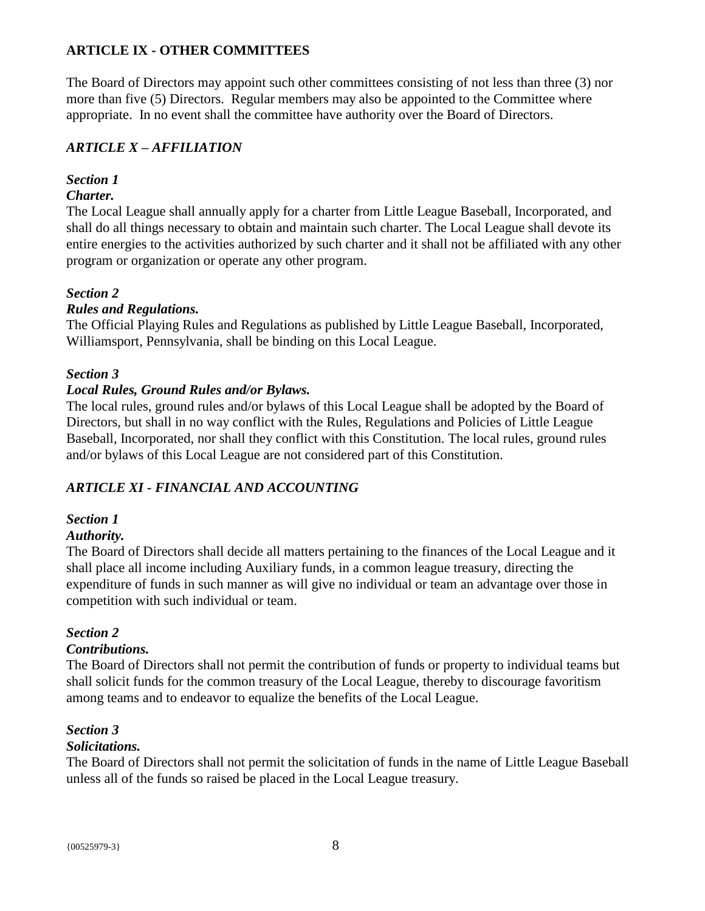## ARTICLE IX - OTHER COMMITTEES

The Board of Directors may appoint such other committees consisting of not less than three (3) nor more than five (5) Directors. Regular members may also be appointed to the Committee where appropriate. In no event shall the committee have authority over the Board of Directors.

## *ARTICLE X – AFFILIATION*

***Section 1***
***Charter.***
The Local League shall annually apply for a charter from Little League Baseball, Incorporated, and shall do all things necessary to obtain and maintain such charter. The Local League shall devote its entire energies to the activities authorized by such charter and it shall not be affiliated with any other program or organization or operate any other program.

***Section 2***
***Rules and Regulations.***
The Official Playing Rules and Regulations as published by Little League Baseball, Incorporated, Williamsport, Pennsylvania, shall be binding on this Local League.

***Section 3***
***Local Rules, Ground Rules and/or Bylaws.***
The local rules, ground rules and/or bylaws of this Local League shall be adopted by the Board of Directors, but shall in no way conflict with the Rules, Regulations and Policies of Little League Baseball, Incorporated, nor shall they conflict with this Constitution. The local rules, ground rules and/or bylaws of this Local League are not considered part of this Constitution.

## *ARTICLE XI - FINANCIAL AND ACCOUNTING*

***Section 1***
***Authority.***
The Board of Directors shall decide all matters pertaining to the finances of the Local League and it shall place all income including Auxiliary funds, in a common league treasury, directing the expenditure of funds in such manner as will give no individual or team an advantage over those in competition with such individual or team.

***Section 2***
***Contributions.***
The Board of Directors shall not permit the contribution of funds or property to individual teams but shall solicit funds for the common treasury of the Local League, thereby to discourage favoritism among teams and to endeavor to equalize the benefits of the Local League.

***Section 3***
***Solicitations.***
The Board of Directors shall not permit the solicitation of funds in the name of Little League Baseball unless all of the funds so raised be placed in the Local League treasury.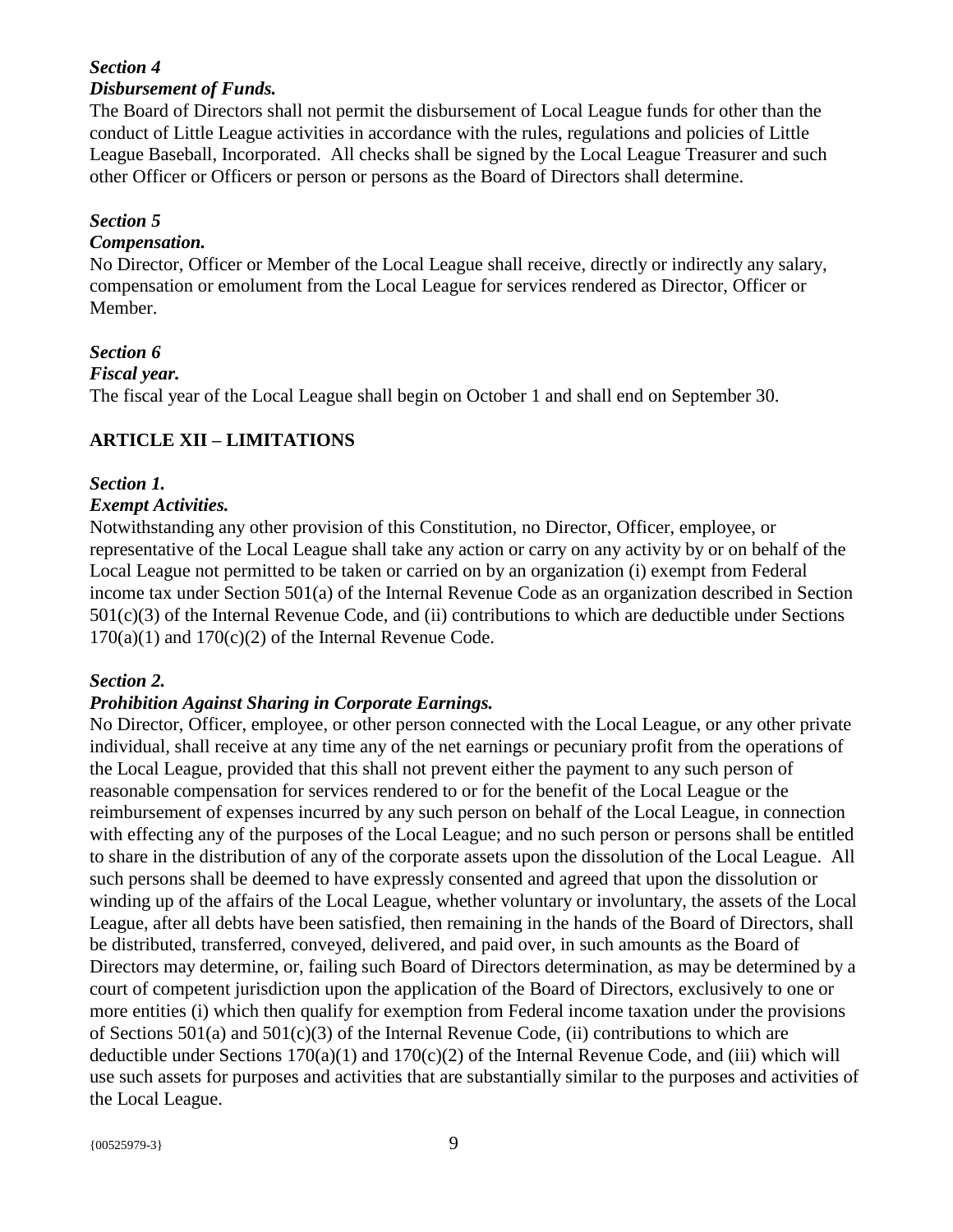***Section 4***
***Disbursement of Funds.***

The Board of Directors shall not permit the disbursement of Local League funds for other than the conduct of Little League activities in accordance with the rules, regulations and policies of Little League Baseball, Incorporated. All checks shall be signed by the Local League Treasurer and such other Officer or Officers or person or persons as the Board of Directors shall determine.

***Section 5***
***Compensation.***

No Director, Officer or Member of the Local League shall receive, directly or indirectly any salary, compensation or emolument from the Local League for services rendered as Director, Officer or Member.

***Section 6***
***Fiscal year.***

The fiscal year of the Local League shall begin on October 1 and shall end on September 30.

## ARTICLE XII – LIMITATIONS

***Section 1.***
***Exempt Activities.***

Notwithstanding any other provision of this Constitution, no Director, Officer, employee, or representative of the Local League shall take any action or carry on any activity by or on behalf of the Local League not permitted to be taken or carried on by an organization (i) exempt from Federal income tax under Section 501(a) of the Internal Revenue Code as an organization described in Section 501(c)(3) of the Internal Revenue Code, and (ii) contributions to which are deductible under Sections 170(a)(1) and 170(c)(2) of the Internal Revenue Code.

***Section 2.***
***Prohibition Against Sharing in Corporate Earnings.***

No Director, Officer, employee, or other person connected with the Local League, or any other private individual, shall receive at any time any of the net earnings or pecuniary profit from the operations of the Local League, provided that this shall not prevent either the payment to any such person of reasonable compensation for services rendered to or for the benefit of the Local League or the reimbursement of expenses incurred by any such person on behalf of the Local League, in connection with effecting any of the purposes of the Local League; and no such person or persons shall be entitled to share in the distribution of any of the corporate assets upon the dissolution of the Local League. All such persons shall be deemed to have expressly consented and agreed that upon the dissolution or winding up of the affairs of the Local League, whether voluntary or involuntary, the assets of the Local League, after all debts have been satisfied, then remaining in the hands of the Board of Directors, shall be distributed, transferred, conveyed, delivered, and paid over, in such amounts as the Board of Directors may determine, or, failing such Board of Directors determination, as may be determined by a court of competent jurisdiction upon the application of the Board of Directors, exclusively to one or more entities (i) which then qualify for exemption from Federal income taxation under the provisions of Sections 501(a) and 501(c)(3) of the Internal Revenue Code, (ii) contributions to which are deductible under Sections 170(a)(1) and 170(c)(2) of the Internal Revenue Code, and (iii) which will use such assets for purposes and activities that are substantially similar to the purposes and activities of the Local League.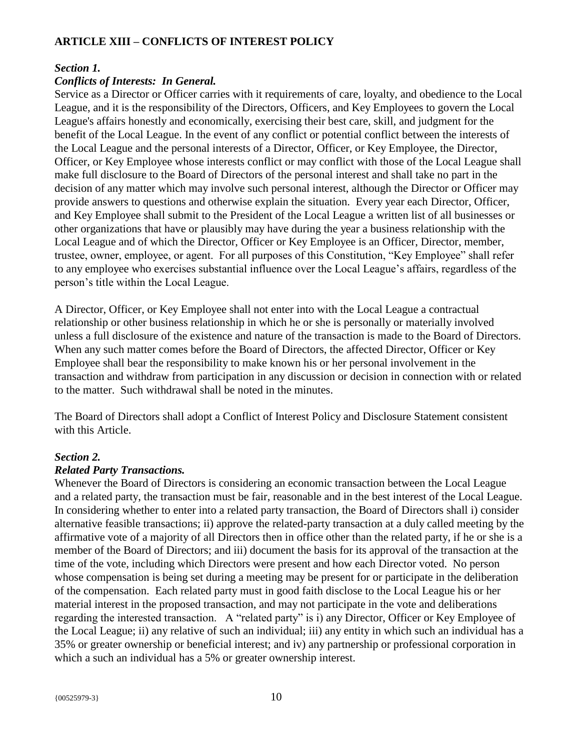## ARTICLE XIII – CONFLICTS OF INTEREST POLICY

***Section 1.***
***Conflicts of Interests: In General.***

Service as a Director or Officer carries with it requirements of care, loyalty, and obedience to the Local League, and it is the responsibility of the Directors, Officers, and Key Employees to govern the Local League's affairs honestly and economically, exercising their best care, skill, and judgment for the benefit of the Local League. In the event of any conflict or potential conflict between the interests of the Local League and the personal interests of a Director, Officer, or Key Employee, the Director, Officer, or Key Employee whose interests conflict or may conflict with those of the Local League shall make full disclosure to the Board of Directors of the personal interest and shall take no part in the decision of any matter which may involve such personal interest, although the Director or Officer may provide answers to questions and otherwise explain the situation. Every year each Director, Officer, and Key Employee shall submit to the President of the Local League a written list of all businesses or other organizations that have or plausibly may have during the year a business relationship with the Local League and of which the Director, Officer or Key Employee is an Officer, Director, member, trustee, owner, employee, or agent. For all purposes of this Constitution, "Key Employee" shall refer to any employee who exercises substantial influence over the Local League's affairs, regardless of the person's title within the Local League.

A Director, Officer, or Key Employee shall not enter into with the Local League a contractual relationship or other business relationship in which he or she is personally or materially involved unless a full disclosure of the existence and nature of the transaction is made to the Board of Directors. When any such matter comes before the Board of Directors, the affected Director, Officer or Key Employee shall bear the responsibility to make known his or her personal involvement in the transaction and withdraw from participation in any discussion or decision in connection with or related to the matter. Such withdrawal shall be noted in the minutes.

The Board of Directors shall adopt a Conflict of Interest Policy and Disclosure Statement consistent with this Article.

***Section 2.***
***Related Party Transactions.***

Whenever the Board of Directors is considering an economic transaction between the Local League and a related party, the transaction must be fair, reasonable and in the best interest of the Local League. In considering whether to enter into a related party transaction, the Board of Directors shall i) consider alternative feasible transactions; ii) approve the related-party transaction at a duly called meeting by the affirmative vote of a majority of all Directors then in office other than the related party, if he or she is a member of the Board of Directors; and iii) document the basis for its approval of the transaction at the time of the vote, including which Directors were present and how each Director voted. No person whose compensation is being set during a meeting may be present for or participate in the deliberation of the compensation. Each related party must in good faith disclose to the Local League his or her material interest in the proposed transaction, and may not participate in the vote and deliberations regarding the interested transaction. A "related party" is i) any Director, Officer or Key Employee of the Local League; ii) any relative of such an individual; iii) any entity in which such an individual has a 35% or greater ownership or beneficial interest; and iv) any partnership or professional corporation in which a such an individual has a 5% or greater ownership interest.

{00525979-3}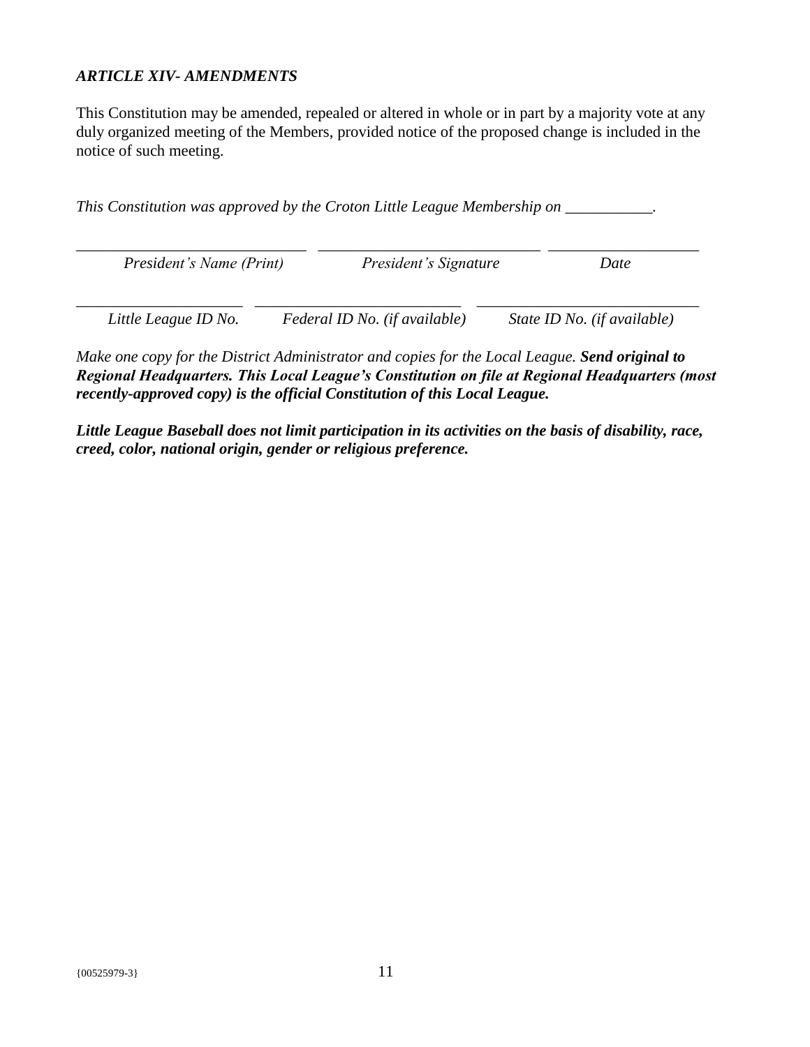***ARTICLE XIV- AMENDMENTS***

This Constitution may be amended, repealed or altered in whole or in part by a majority vote at any duly organized meeting of the Members, provided notice of the proposed change is included in the notice of such meeting.

*This Constitution was approved by the Croton Little League Membership on ___________.*

| | | |
|---|---|---|
| _____________________________ | ____________________________ | ___________________ |
| *President's Name (Print)* | *President's Signature* | *Date* |
| _____________________ | __________________________ | _____________________________ |
| *Little League ID No.* | *Federal ID No. (if available)* | *State ID No. (if available)* |

*Make one copy for the District Administrator and copies for the Local League.* ***Send original to Regional Headquarters. This Local League's Constitution on file at Regional Headquarters (most recently-approved copy) is the official Constitution of this Local League.***

***Little League Baseball does not limit participation in its activities on the basis of disability, race, creed, color, national origin, gender or religious preference.***

{00525979-3}